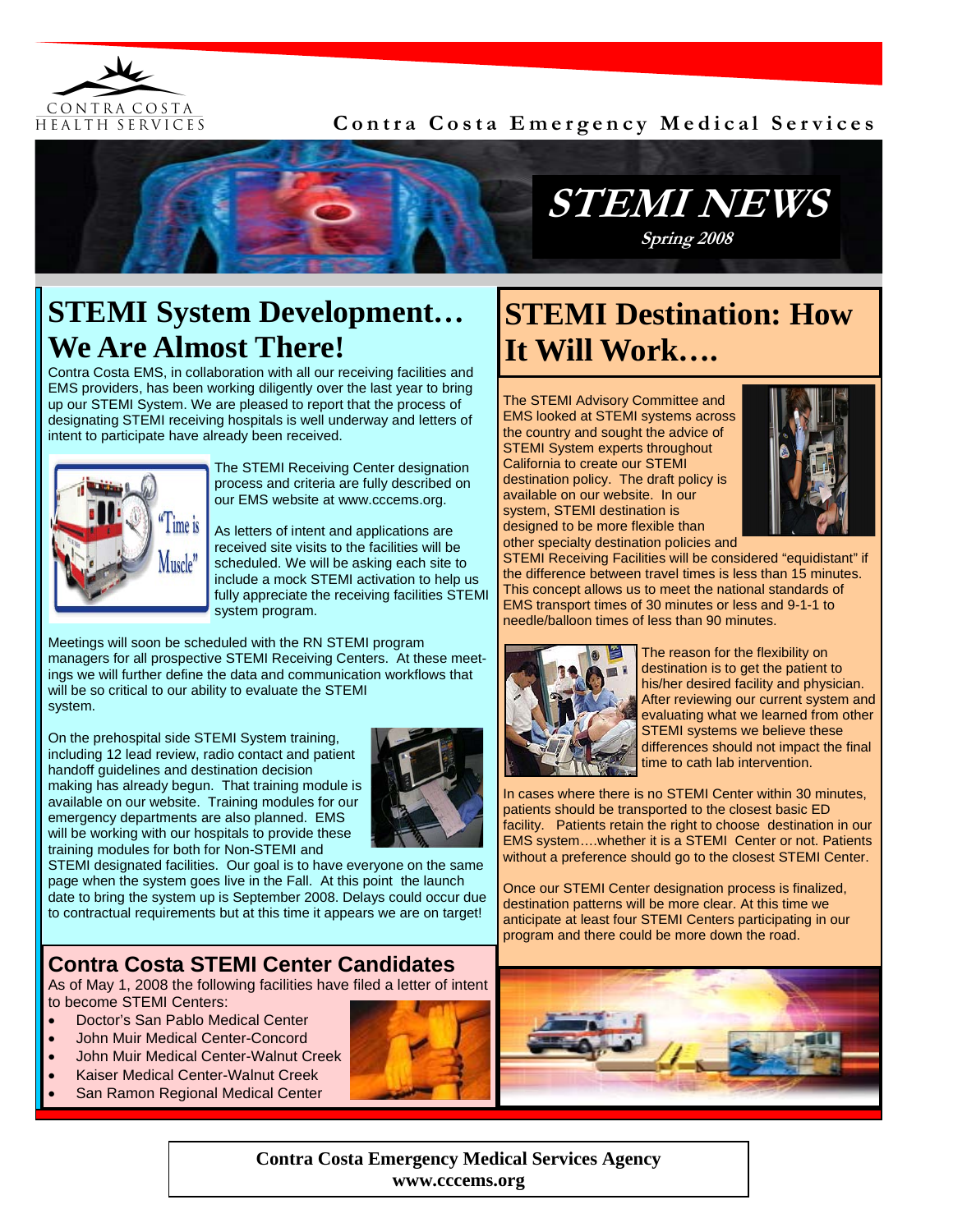CONTRA COSTA HEALTH SERVICES

**Contra Costa Emergency Medical Services**

# STEMI NEWS

*Spring 2008*

## STEMI System Development… We Are Almost There!

Contra Costa EMS, in collaboration with all our receiving facilities and EMS providers, has been working diligently over the last year to bring up our STEMI System. We are pleased to report that the process of designating STEMI receiving hospitals is well underway and letters of intent to participate have already been received.

The STEMI Receiving Center designation process and criteria are fully described on our EMS website at www.cccems.org.

As letters of intent and applications are received site visits to the facilities will be scheduled. We will be asking each site to include a mock STEMI activation to help us fully appreciate the receiving facilities STEMI system program.

Meetings will soon be scheduled with the RN STEMI program managers for all prospective STEMI Receiving Centers. At these meetings we will further define the data and communication workflows that will be so critical to our ability to evaluate the STEMI system.

On the prehospital side STEMI System training, including 12 lead review, radio contact and patient handoff guidelines and destination decision making has already begun. That training module is available on our website. Training modules for our emergency departments are also planned. EMS will be working with our hospitals to provide these training modules for both for Non-STEMI and STEMI designated facilities. Our goal is to have everyone on the same page when the system goes live in the Fall. At this point the launch date to bring the system up is September 2008. Delays could occur due to contractual requirements but at this time it appears we are on target!

## Contra Costa STEMI Center Candidates

As of May 1, 2008 the following facilities have filed a letter of intent to become STEMI Centers:

- Doctor's San Pablo Medical Center
- John Muir Medical Center-Concord
- John Muir Medical Center-Walnut Creek
- Kaiser Medical Center-Walnut Creek
- San Ramon Regional Medical Center

## STEMI Destination: How It Will Work….

The STEMI Advisory Committee and EMS looked at STEMI systems across the country and sought the advice of STEMI System experts throughout California to create our STEMI destination policy. The draft policy is available on our website. In our system, STEMI destination is designed to be more flexible than other specialty destination policies and STEMI Receiving Facilities will be considered "equidistant" if the difference between travel times is less than 15 minutes. This concept allows us to meet the national standards of EMS transport times of 30 minutes or less and 9-1-1 to needle/balloon times of less than 90 minutes.

The reason for the flexibility on destination is to get the patient to his/her desired facility and physician. After reviewing our current system and evaluating what we learned from other STEMI systems we believe these differences should not impact the final time to cath lab intervention.

In cases where there is no STEMI Center within 30 minutes, patients should be transported to the closest basic ED facility. Patients retain the right to choose destination in our EMS system….whether it is a STEMI Center or not. Patients without a preference should go to the closest STEMI Center.

Once our STEMI Center designation process is finalized, destination patterns will be more clear. At this time we anticipate at least four STEMI Centers participating in our program and there could be more down the road.

**Contra Costa Emergency Medical Services Agency**
**www.cccems.org**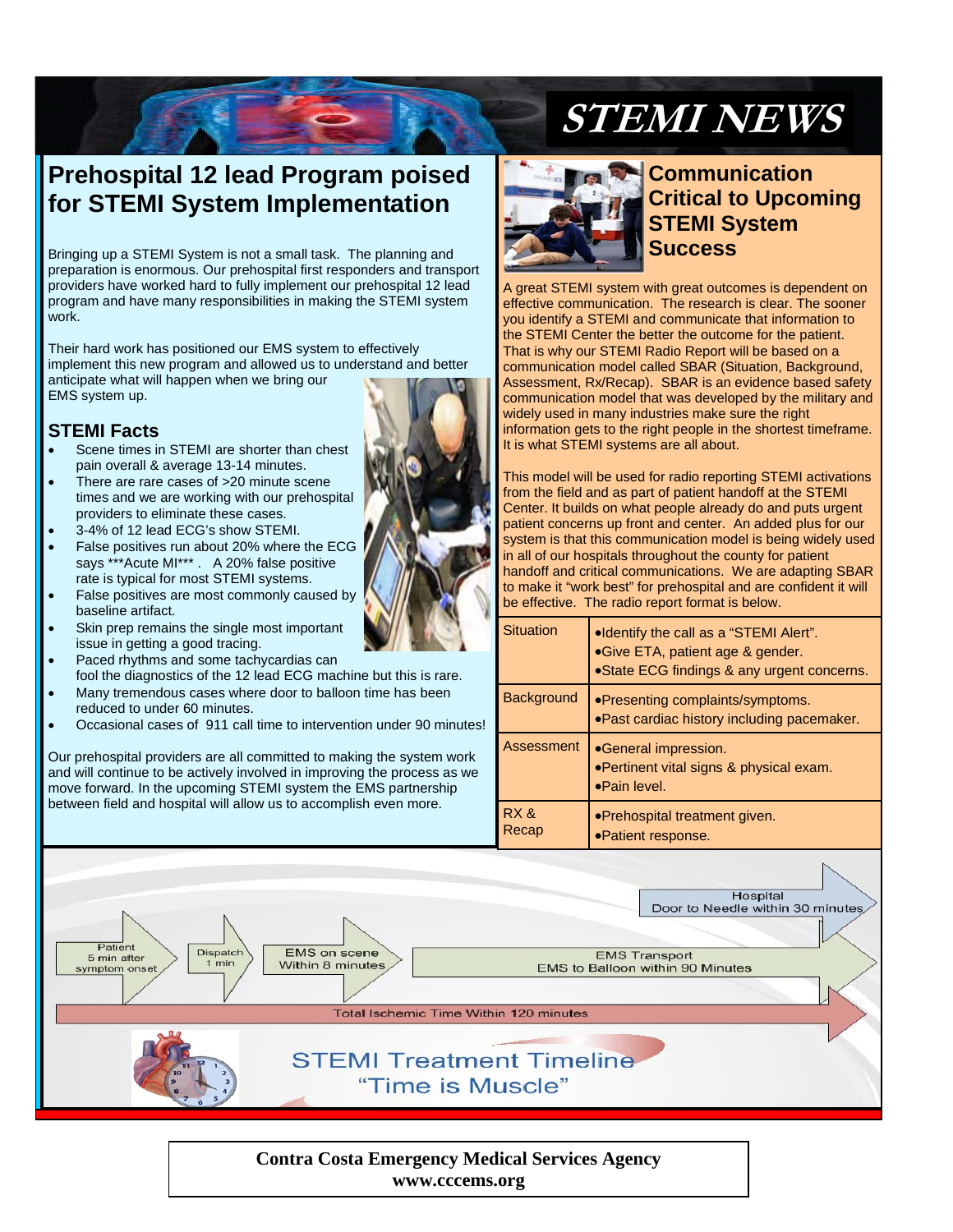# STEMI NEWS

## Prehospital 12 lead Program poised for STEMI System Implementation

Bringing up a STEMI System is not a small task. The planning and preparation is enormous. Our prehospital first responders and transport providers have worked hard to fully implement our prehospital 12 lead program and have many responsibilities in making the STEMI system work.

Their hard work has positioned our EMS system to effectively implement this new program and allowed us to understand and better anticipate what will happen when we bring our EMS system up.

### STEMI Facts

- Scene times in STEMI are shorter than chest pain overall & average 13-14 minutes.
- There are rare cases of >20 minute scene times and we are working with our prehospital providers to eliminate these cases.
- 3-4% of 12 lead ECG's show STEMI.
- False positives run about 20% where the ECG says ***Acute MI*** . A 20% false positive rate is typical for most STEMI systems.
- False positives are most commonly caused by baseline artifact.
- Skin prep remains the single most important issue in getting a good tracing.
- Paced rhythms and some tachycardias can fool the diagnostics of the 12 lead ECG machine but this is rare.
- Many tremendous cases where door to balloon time has been reduced to under 60 minutes.
- Occasional cases of 911 call time to intervention under 90 minutes!

Our prehospital providers are all committed to making the system work and will continue to be actively involved in improving the process as we move forward. In the upcoming STEMI system the EMS partnership between field and hospital will allow us to accomplish even more.

## Communication Critical to Upcoming STEMI System Success

A great STEMI system with great outcomes is dependent on effective communication. The research is clear. The sooner you identify a STEMI and communicate that information to the STEMI Center the better the outcome for the patient. That is why our STEMI Radio Report will be based on a communication model called SBAR (Situation, Background, Assessment, Rx/Recap). SBAR is an evidence based safety communication model that was developed by the military and widely used in many industries make sure the right information gets to the right people in the shortest timeframe. It is what STEMI systems are all about.

This model will be used for radio reporting STEMI activations from the field and as part of patient handoff at the STEMI Center. It builds on what people already do and puts urgent patient concerns up front and center. An added plus for our system is that this communication model is being widely used in all of our hospitals throughout the county for patient handoff and critical communications. We are adapting SBAR to make it "work best" for prehospital and are confident it will be effective. The radio report format is below.

| | |
|---|---|
| Situation | •Identify the call as a "STEMI Alert".<br>•Give ETA, patient age & gender.<br>•State ECG findings & any urgent concerns. |
| Background | •Presenting complaints/symptoms.<br>•Past cardiac history including pacemaker. |
| Assessment | •General impression.<br>•Pertinent vital signs & physical exam.<br>•Pain level. |
| RX & Recap | •Prehospital treatment given.<br>•Patient response. |

Patient 5 min after symptom onset

Dispatch 1 min

EMS on scene Within 8 minutes

EMS Transport EMS to Balloon within 90 Minutes

Hospital Door to Needle within 30 minutes

Total Ischemic Time Within 120 minutes

STEMI Treatment Timeline
"Time is Muscle"

**Contra Costa Emergency Medical Services Agency**
**www.cccems.org**